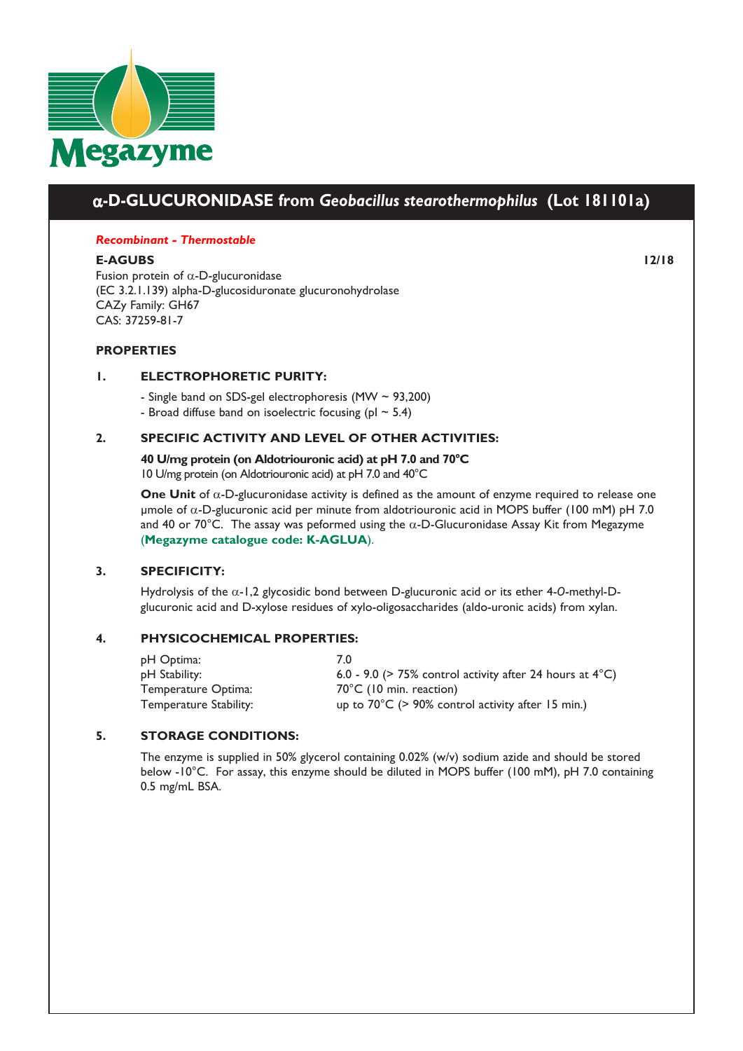Megazyme

# α-D-GLUCURONIDASE from *Geobacillus stearothermophilus* (Lot 181101a)

***Recombinant - Thermostable***

**E-AGUBS** **12/18**

Fusion protein of α-D-glucuronidase
(EC 3.2.1.139) alpha-D-glucosiduronate glucuronohydrolase
CAZy Family: GH67
CAS: 37259-81-7

## PROPERTIES

### 1. ELECTROPHORETIC PURITY:

- Single band on SDS-gel electrophoresis (MW ~ 93,200)
- Broad diffuse band on isoelectric focusing (pI ~ 5.4)

### 2. SPECIFIC ACTIVITY AND LEVEL OF OTHER ACTIVITIES:

**40 U/mg protein (on Aldotriouronic acid) at pH 7.0 and 70°C**
10 U/mg protein (on Aldotriouronic acid) at pH 7.0 and 40°C

**One Unit** of α-D-glucuronidase activity is defined as the amount of enzyme required to release one µmole of α-D-glucuronic acid per minute from aldotriouronic acid in MOPS buffer (100 mM) pH 7.0 and 40 or 70°C. The assay was peformed using the α-D-Glucuronidase Assay Kit from Megazyme (**Megazyme catalogue code: K-AGLUA**).

### 3. SPECIFICITY:

Hydrolysis of the α-1,2 glycosidic bond between D-glucuronic acid or its ether 4-*O*-methyl-D-glucuronic acid and D-xylose residues of xylo-oligosaccharides (aldo-uronic acids) from xylan.

### 4. PHYSICOCHEMICAL PROPERTIES:

| | |
|---|---|
| pH Optima: | 7.0 |
| pH Stability: | 6.0 - 9.0 (> 75% control activity after 24 hours at 4°C) |
| Temperature Optima: | 70°C (10 min. reaction) |
| Temperature Stability: | up to 70°C (> 90% control activity after 15 min.) |

### 5. STORAGE CONDITIONS:

The enzyme is supplied in 50% glycerol containing 0.02% (w/v) sodium azide and should be stored below -10°C. For assay, this enzyme should be diluted in MOPS buffer (100 mM), pH 7.0 containing 0.5 mg/mL BSA.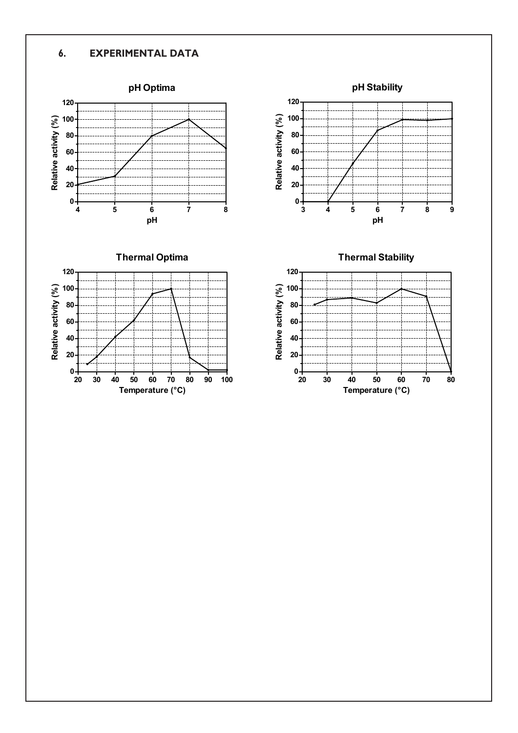## 6. EXPERIMENTAL DATA

pH Optima

Relative activity (%)

120
100
80
60
40
20
0

4 5 6 7 8

pH

pH Stability

Relative activity (%)

120
100
80
60
40
20
0

3 4 5 6 7 8 9

pH

Thermal Optima

Relative activity (%)

120
100
80
60
40
20
0

20 30 40 50 60 70 80 90 100

Temperature (°C)

Thermal Stability

Relative activity (%)

120
100
80
60
40
20
0

20 30 40 50 60 70 80

Temperature (°C)